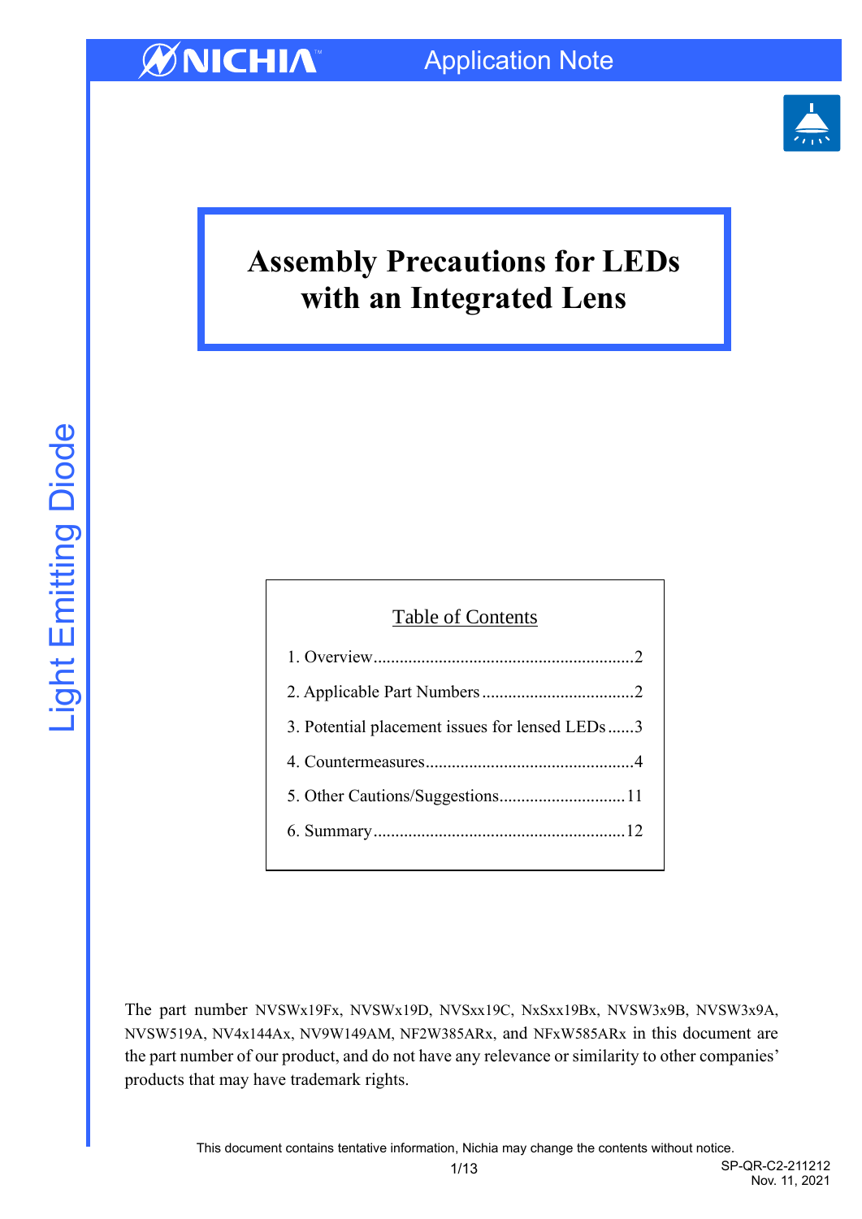NICHIA

Application Note

# Assembly Precautions for LEDs with an Integrated Lens

Light Emitting Diode

Table of Contents

1. Overview...........................................................2
2. Applicable Part Numbers..................................2
3. Potential placement issues for lensed LEDs......3
4. Countermeasures...............................................4
5. Other Cautions/Suggestions............................11
6. Summary.........................................................12

The part number NVSWx19Fx, NVSWx19D, NVSxx19C, NxSxx19Bx, NVSW3x9B, NVSW3x9A, NVSW519A, NV4x144Ax, NV9W149AM, NF2W385ARx, and NFxW585ARx in this document are the part number of our product, and do not have any relevance or similarity to other companies' products that may have trademark rights.

This document contains tentative information, Nichia may change the contents without notice.

SP-QR-C2-211212
Nov. 11, 2021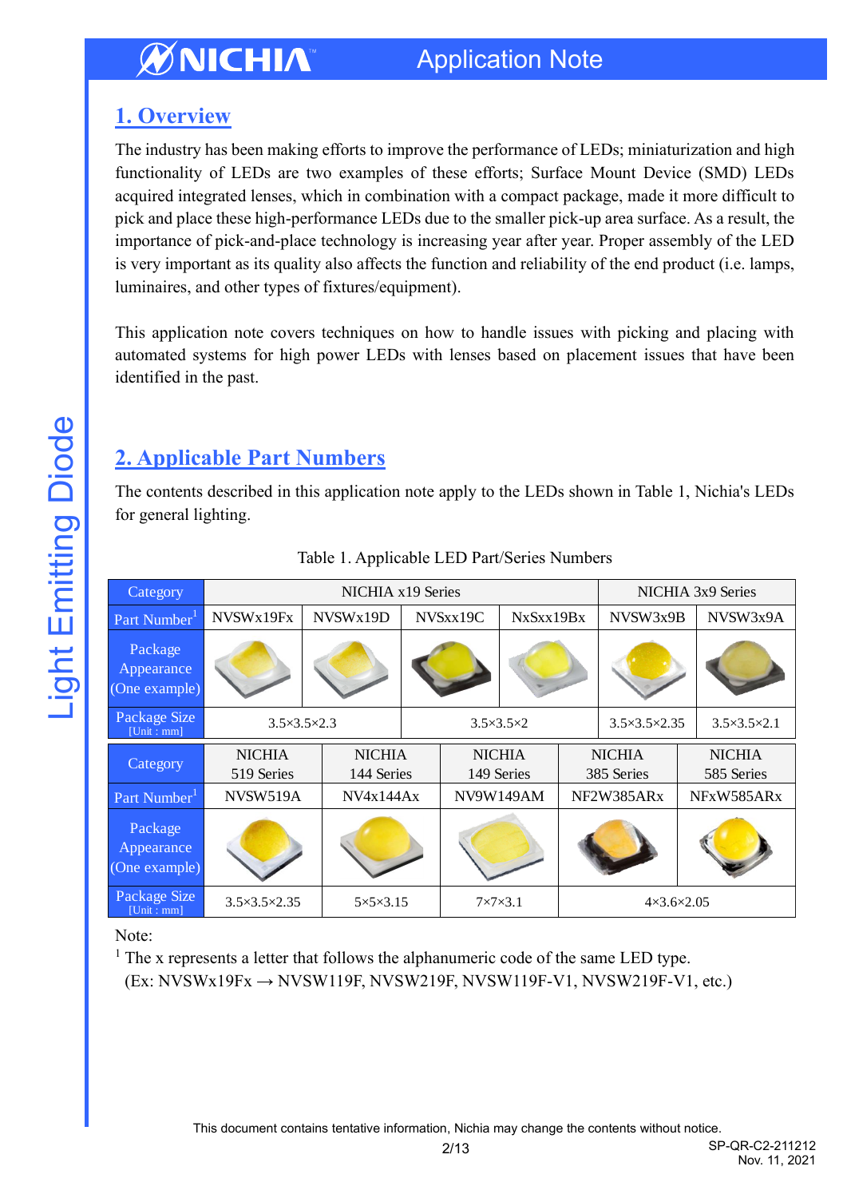## 1. Overview

The industry has been making efforts to improve the performance of LEDs; miniaturization and high functionality of LEDs are two examples of these efforts; Surface Mount Device (SMD) LEDs acquired integrated lenses, which in combination with a compact package, made it more difficult to pick and place these high-performance LEDs due to the smaller pick-up area surface. As a result, the importance of pick-and-place technology is increasing year after year. Proper assembly of the LED is very important as its quality also affects the function and reliability of the end product (i.e. lamps, luminaires, and other types of fixtures/equipment).

This application note covers techniques on how to handle issues with picking and placing with automated systems for high power LEDs with lenses based on placement issues that have been identified in the past.

## 2. Applicable Part Numbers

The contents described in this application note apply to the LEDs shown in Table 1, Nichia's LEDs for general lighting.

Table 1. Applicable LED Part/Series Numbers

| Category | NICHIA x19 Series | | | | NICHIA 3x9 Series | |
|---|---|---|---|---|---|---|
| Part Number[1] | NVSWx19Fx | NVSWx19D | NVSxx19C | NxSxx19Bx | NVSW3x9B | NVSW3x9A |
| Package Appearance (One example) | | | | | | |
| Package Size [Unit : mm] | 3.5×3.5×2.3 | | 3.5×3.5×2 | | 3.5×3.5×2.35 | 3.5×3.5×2.1 |

| Category | NICHIA 519 Series | NICHIA 144 Series | NICHIA 149 Series | NICHIA 385 Series | NICHIA 585 Series |
|---|---|---|---|---|---|
| Part Number[1] | NVSW519A | NV4x144Ax | NV9W149AM | NF2W385ARx | NFxW585ARx |
| Package Appearance (One example) | | | | | |
| Package Size [Unit : mm] | 3.5×3.5×2.35 | 5×5×3.15 | 7×7×3.1 | 4×3.6×2.05 | |

Note:

[1] The x represents a letter that follows the alphanumeric code of the same LED type.
(Ex: NVSWx19Fx → NVSW119F, NVSW219F, NVSW119F-V1, NVSW219F-V1, etc.)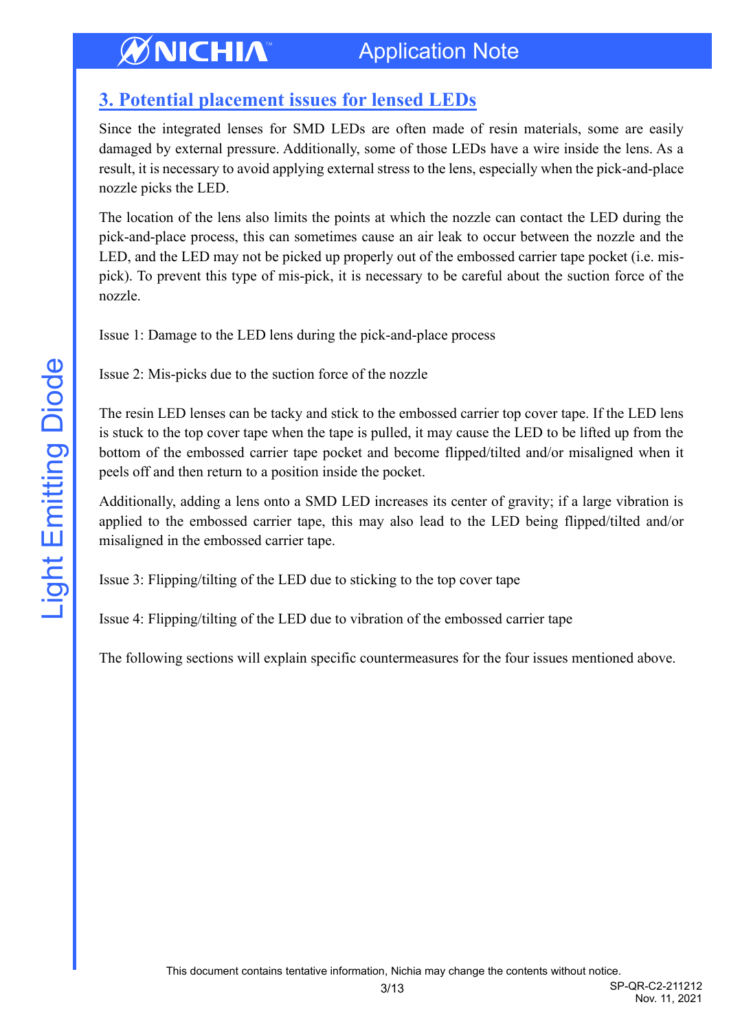## 3. Potential placement issues for lensed LEDs

Since the integrated lenses for SMD LEDs are often made of resin materials, some are easily damaged by external pressure. Additionally, some of those LEDs have a wire inside the lens. As a result, it is necessary to avoid applying external stress to the lens, especially when the pick-and-place nozzle picks the LED.

The location of the lens also limits the points at which the nozzle can contact the LED during the pick-and-place process, this can sometimes cause an air leak to occur between the nozzle and the LED, and the LED may not be picked up properly out of the embossed carrier tape pocket (i.e. mis-pick). To prevent this type of mis-pick, it is necessary to be careful about the suction force of the nozzle.

Issue 1: Damage to the LED lens during the pick-and-place process

Issue 2: Mis-picks due to the suction force of the nozzle

The resin LED lenses can be tacky and stick to the embossed carrier top cover tape. If the LED lens is stuck to the top cover tape when the tape is pulled, it may cause the LED to be lifted up from the bottom of the embossed carrier tape pocket and become flipped/tilted and/or misaligned when it peels off and then return to a position inside the pocket.

Additionally, adding a lens onto a SMD LED increases its center of gravity; if a large vibration is applied to the embossed carrier tape, this may also lead to the LED being flipped/tilted and/or misaligned in the embossed carrier tape.

Issue 3: Flipping/tilting of the LED due to sticking to the top cover tape

Issue 4: Flipping/tilting of the LED due to vibration of the embossed carrier tape

The following sections will explain specific countermeasures for the four issues mentioned above.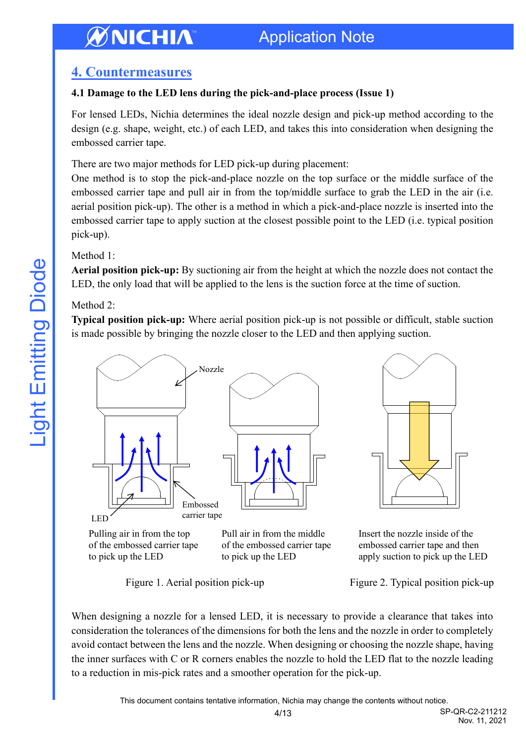## 4. Countermeasures

**4.1 Damage to the LED lens during the pick-and-place process (Issue 1)**

For lensed LEDs, Nichia determines the ideal nozzle design and pick-up method according to the design (e.g. shape, weight, etc.) of each LED, and takes this into consideration when designing the embossed carrier tape.

There are two major methods for LED pick-up during placement:
One method is to stop the pick-and-place nozzle on the top surface or the middle surface of the embossed carrier tape and pull air in from the top/middle surface to grab the LED in the air (i.e. aerial position pick-up). The other is a method in which a pick-and-place nozzle is inserted into the embossed carrier tape to apply suction at the closest possible point to the LED (i.e. typical position pick-up).

Method 1:
**Aerial position pick-up:** By suctioning air from the height at which the nozzle does not contact the LED, the only load that will be applied to the lens is the suction force at the time of suction.

Method 2:
**Typical position pick-up:** Where aerial position pick-up is not possible or difficult, stable suction is made possible by bringing the nozzle closer to the LED and then applying suction.

Nozzle

Embossed carrier tape

LED

Pulling air in from the top of the embossed carrier tape to pick up the LED

Pull air in from the middle of the embossed carrier tape to pick up the LED

Insert the nozzle inside of the embossed carrier tape and then apply suction to pick up the LED

Figure 1. Aerial position pick-up

Figure 2. Typical position pick-up

When designing a nozzle for a lensed LED, it is necessary to provide a clearance that takes into consideration the tolerances of the dimensions for both the lens and the nozzle in order to completely avoid contact between the lens and the nozzle. When designing or choosing the nozzle shape, having the inner surfaces with C or R corners enables the nozzle to hold the LED flat to the nozzle leading to a reduction in mis-pick rates and a smoother operation for the pick-up.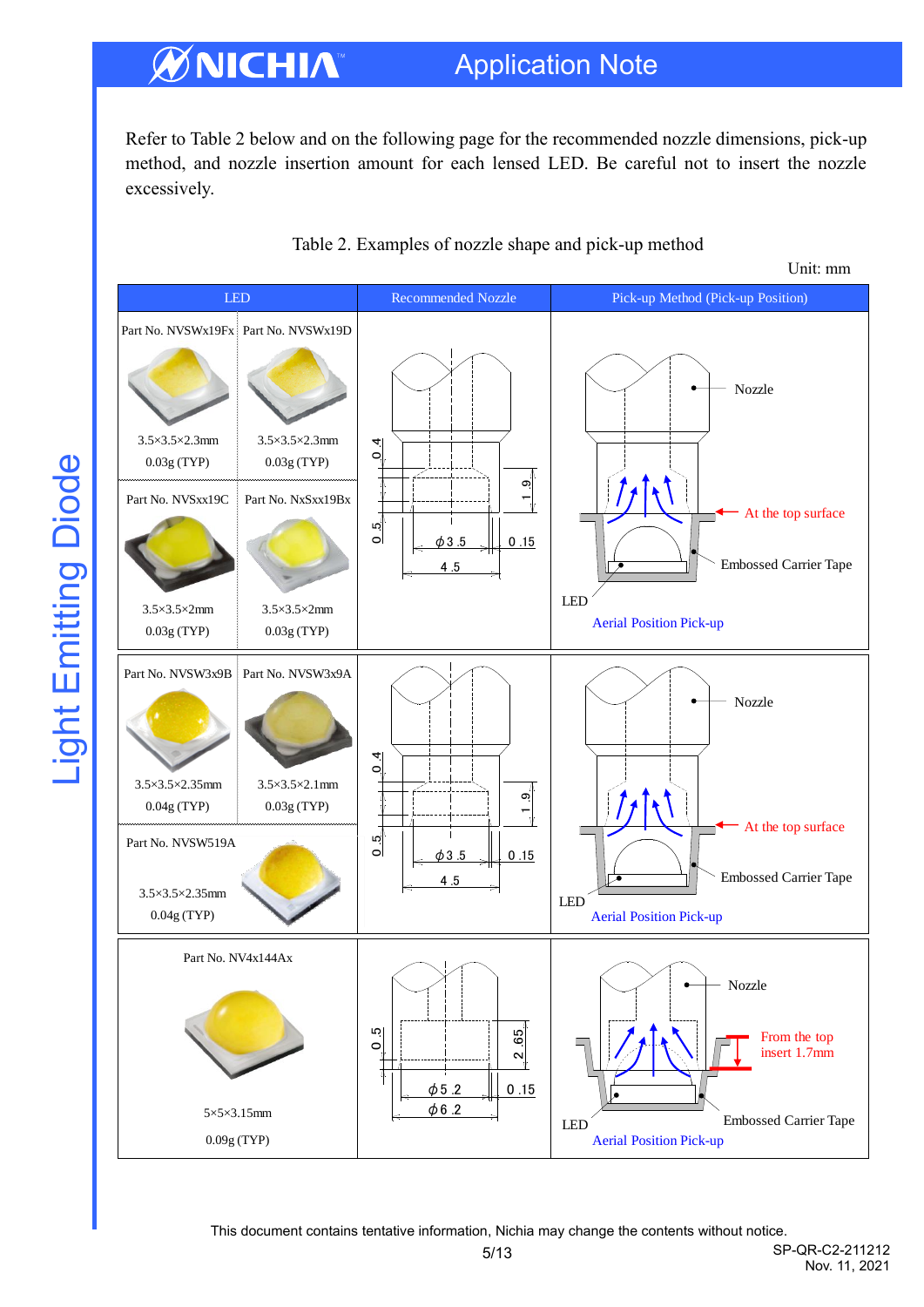Refer to Table 2 below and on the following page for the recommended nozzle dimensions, pick-up method, and nozzle insertion amount for each lensed LED. Be careful not to insert the nozzle excessively.

Table 2. Examples of nozzle shape and pick-up method

Unit: mm

| LED | | Recommended Nozzle | Pick-up Method (Pick-up Position) |
|---|---|---|---|
| Part No. NVSWx19Fx<br>3.5×3.5×2.3mm<br>0.03g (TYP) | Part No. NVSWx19D<br>3.5×3.5×2.3mm<br>0.03g (TYP) | 0.4<br>1.9<br>0.5<br>ϕ3.5<br>0.15<br>4.5 | Nozzle<br>At the top surface<br>Embossed Carrier Tape<br>LED<br>Aerial Position Pick-up |
| Part No. NVSxx19C<br>3.5×3.5×2mm<br>0.03g (TYP) | Part No. NxSxx19Bx<br>3.5×3.5×2mm<br>0.03g (TYP) | | |
| Part No. NVSW3x9B<br>3.5×3.5×2.35mm<br>0.04g (TYP) | Part No. NVSW3x9A<br>3.5×3.5×2.1mm<br>0.03g (TYP) | 0.4<br>1.9<br>0.5<br>ϕ3.5<br>0.15<br>4.5 | Nozzle<br>At the top surface<br>Embossed Carrier Tape<br>LED<br>Aerial Position Pick-up |
| Part No. NVSW519A<br>3.5×3.5×2.35mm<br>0.04g (TYP) | | | |
| Part No. NV4x144Ax<br>5×5×3.15mm<br>0.09g (TYP) | | 0.5<br>2.65<br>ϕ5.2<br>0.15<br>ϕ6.2 | Nozzle<br>From the top insert 1.7mm<br>Embossed Carrier Tape<br>LED<br>Aerial Position Pick-up |

This document contains tentative information, Nichia may change the contents without notice.

SP-QR-C2-211212
Nov. 11, 2021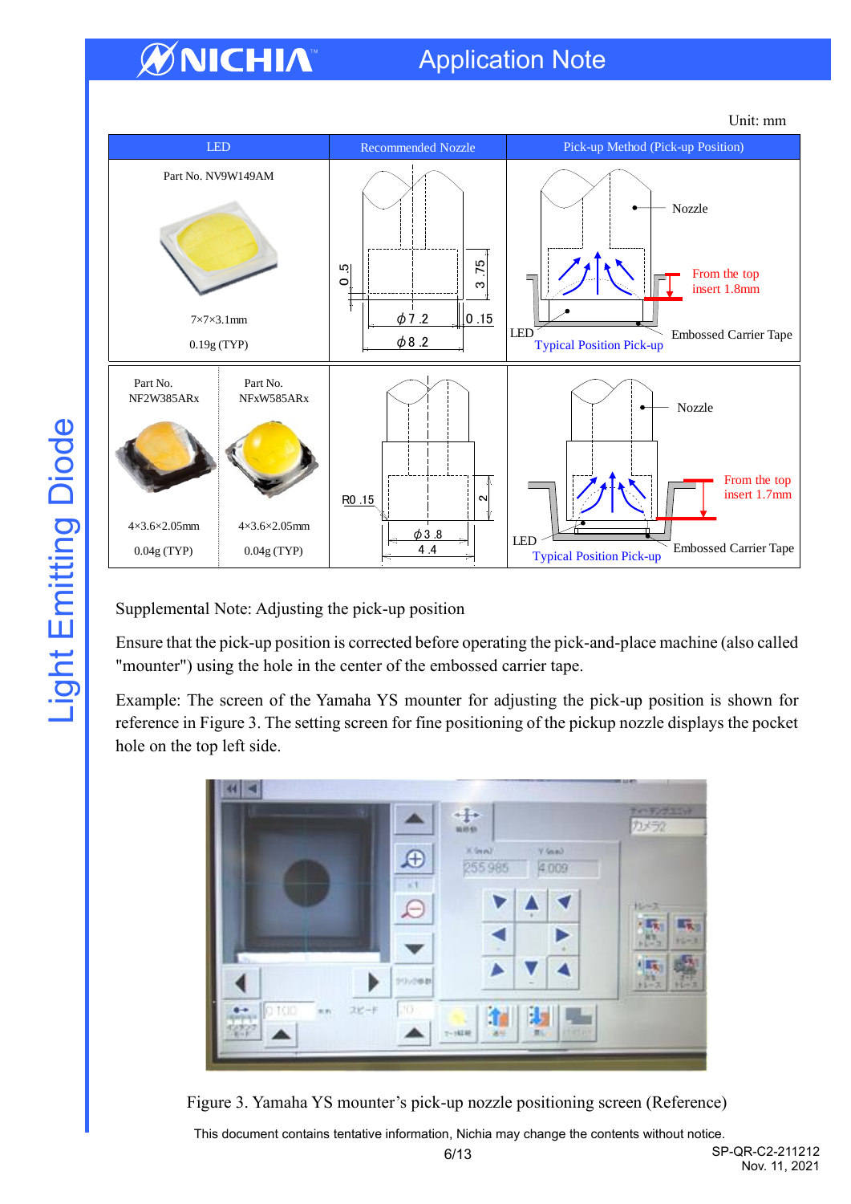Unit: mm

| LED | Recommended Nozzle | Pick-up Method (Pick-up Position) |
|---|---|---|
| Part No. NV9W149AM<br>7×7×3.1mm<br>0.19g (TYP) | 0.5<br>3.75<br>ϕ7.2<br>0.15<br>ϕ8.2 | Nozzle<br>From the top insert 1.8mm<br>LED<br>Embossed Carrier Tape<br>Typical Position Pick-up |
| Part No. NF2W385ARx<br>4×3.6×2.05mm<br>0.04g (TYP)<br><br>Part No. NFxW585ARx<br>4×3.6×2.05mm<br>0.04g (TYP) | R0.15<br>2<br>ϕ3.8<br>4.4 | Nozzle<br>From the top insert 1.7mm<br>LED<br>Embossed Carrier Tape<br>Typical Position Pick-up |

Supplemental Note: Adjusting the pick-up position

Ensure that the pick-up position is corrected before operating the pick-and-place machine (also called "mounter") using the hole in the center of the embossed carrier tape.

Example: The screen of the Yamaha YS mounter for adjusting the pick-up position is shown for reference in Figure 3. The setting screen for fine positioning of the pickup nozzle displays the pocket hole on the top left side.

Figure 3. Yamaha YS mounter's pick-up nozzle positioning screen (Reference)

This document contains tentative information, Nichia may change the contents without notice.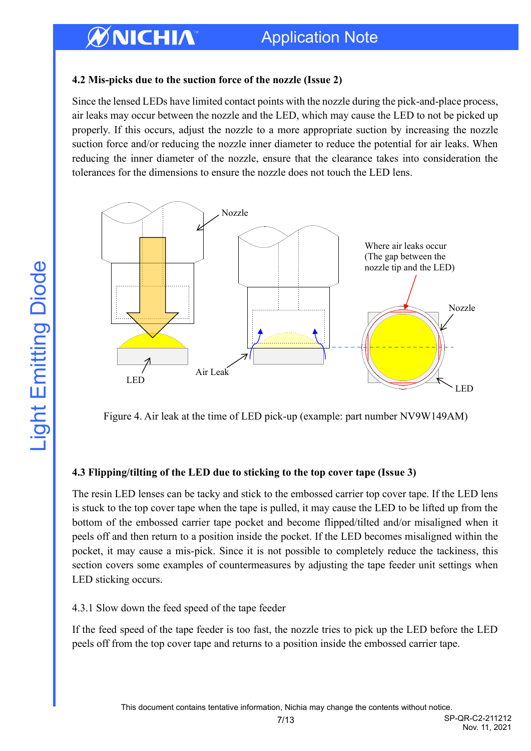### 4.2 Mis-picks due to the suction force of the nozzle (Issue 2)

Since the lensed LEDs have limited contact points with the nozzle during the pick-and-place process, air leaks may occur between the nozzle and the LED, which may cause the LED to not be picked up properly. If this occurs, adjust the nozzle to a more appropriate suction by increasing the nozzle suction force and/or reducing the nozzle inner diameter to reduce the potential for air leaks. When reducing the inner diameter of the nozzle, ensure that the clearance takes into consideration the tolerances for the dimensions to ensure the nozzle does not touch the LED lens.

Nozzle

LED

Air Leak

Where air leaks occur
(The gap between the nozzle tip and the LED)

Nozzle

LED

Figure 4. Air leak at the time of LED pick-up (example: part number NV9W149AM)

### 4.3 Flipping/tilting of the LED due to sticking to the top cover tape (Issue 3)

The resin LED lenses can be tacky and stick to the embossed carrier top cover tape. If the LED lens is stuck to the top cover tape when the tape is pulled, it may cause the LED to be lifted up from the bottom of the embossed carrier tape pocket and become flipped/tilted and/or misaligned when it peels off and then return to a position inside the pocket. If the LED becomes misaligned within the pocket, it may cause a mis-pick. Since it is not possible to completely reduce the tackiness, this section covers some examples of countermeasures by adjusting the tape feeder unit settings when LED sticking occurs.

4.3.1 Slow down the feed speed of the tape feeder

If the feed speed of the tape feeder is too fast, the nozzle tries to pick up the LED before the LED peels off from the top cover tape and returns to a position inside the embossed carrier tape.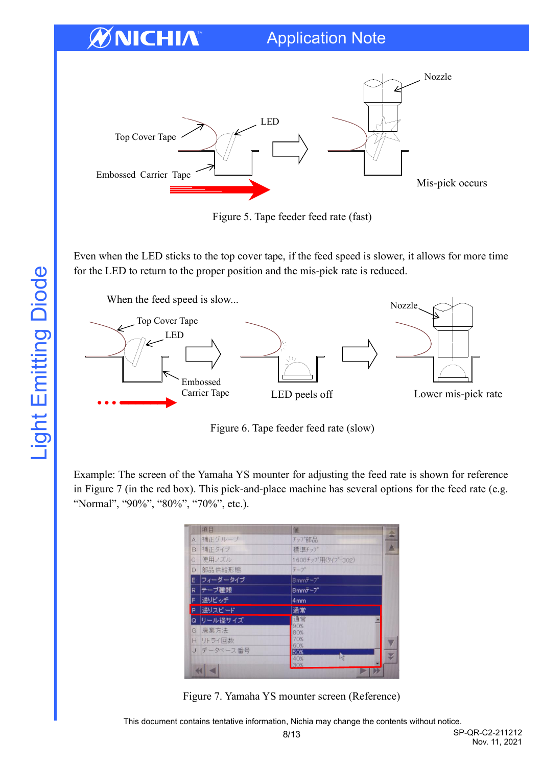Top Cover Tape

LED

Embossed Carrier Tape

Nozzle

Mis-pick occurs

Figure 5. Tape feeder feed rate (fast)

Even when the LED sticks to the top cover tape, if the feed speed is slower, it allows for more time for the LED to return to the proper position and the mis-pick rate is reduced.

When the feed speed is slow...

Top Cover Tape

LED

Embossed Carrier Tape

LED peels off

Nozzle

Lower mis-pick rate

Figure 6. Tape feeder feed rate (slow)

Example: The screen of the Yamaha YS mounter for adjusting the feed rate is shown for reference in Figure 7 (in the red box). This pick-and-place machine has several options for the feed rate (e.g. “Normal”, “90%”, “80%”, “70%”, etc.).

Figure 7. Yamaha YS mounter screen (Reference)

This document contains tentative information, Nichia may change the contents without notice.

SP-QR-C2-211212
Nov. 11, 2021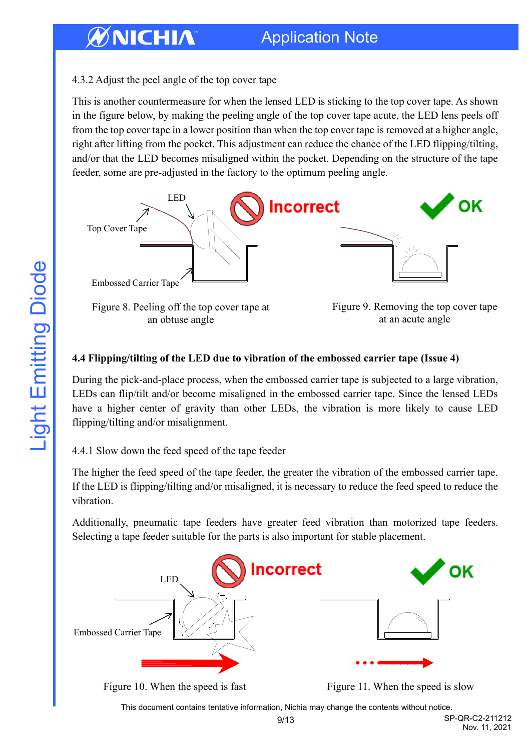4.3.2 Adjust the peel angle of the top cover tape

This is another countermeasure for when the lensed LED is sticking to the top cover tape. As shown in the figure below, by making the peeling angle of the top cover tape acute, the LED lens peels off from the top cover tape in a lower position than when the top cover tape is removed at a higher angle, right after lifting from the pocket. This adjustment can reduce the chance of the LED flipping/tilting, and/or that the LED becomes misaligned within the pocket. Depending on the structure of the tape feeder, some are pre-adjusted in the factory to the optimum peeling angle.

LED

Top Cover Tape

Embossed Carrier Tape

Incorrect

OK

Figure 8. Peeling off the top cover tape at an obtuse angle

Figure 9. Removing the top cover tape at an acute angle

**4.4 Flipping/tilting of the LED due to vibration of the embossed carrier tape (Issue 4)**

During the pick-and-place process, when the embossed carrier tape is subjected to a large vibration, LEDs can flip/tilt and/or become misaligned in the embossed carrier tape. Since the lensed LEDs have a higher center of gravity than other LEDs, the vibration is more likely to cause LED flipping/tilting and/or misalignment.

4.4.1 Slow down the feed speed of the tape feeder

The higher the feed speed of the tape feeder, the greater the vibration of the embossed carrier tape. If the LED is flipping/tilting and/or misaligned, it is necessary to reduce the feed speed to reduce the vibration.

Additionally, pneumatic tape feeders have greater feed vibration than motorized tape feeders. Selecting a tape feeder suitable for the parts is also important for stable placement.

LED

Embossed Carrier Tape

Incorrect

OK

Figure 10. When the speed is fast

Figure 11. When the speed is slow

This document contains tentative information, Nichia may change the contents without notice.

SP-QR-C2-211212
Nov. 11, 2021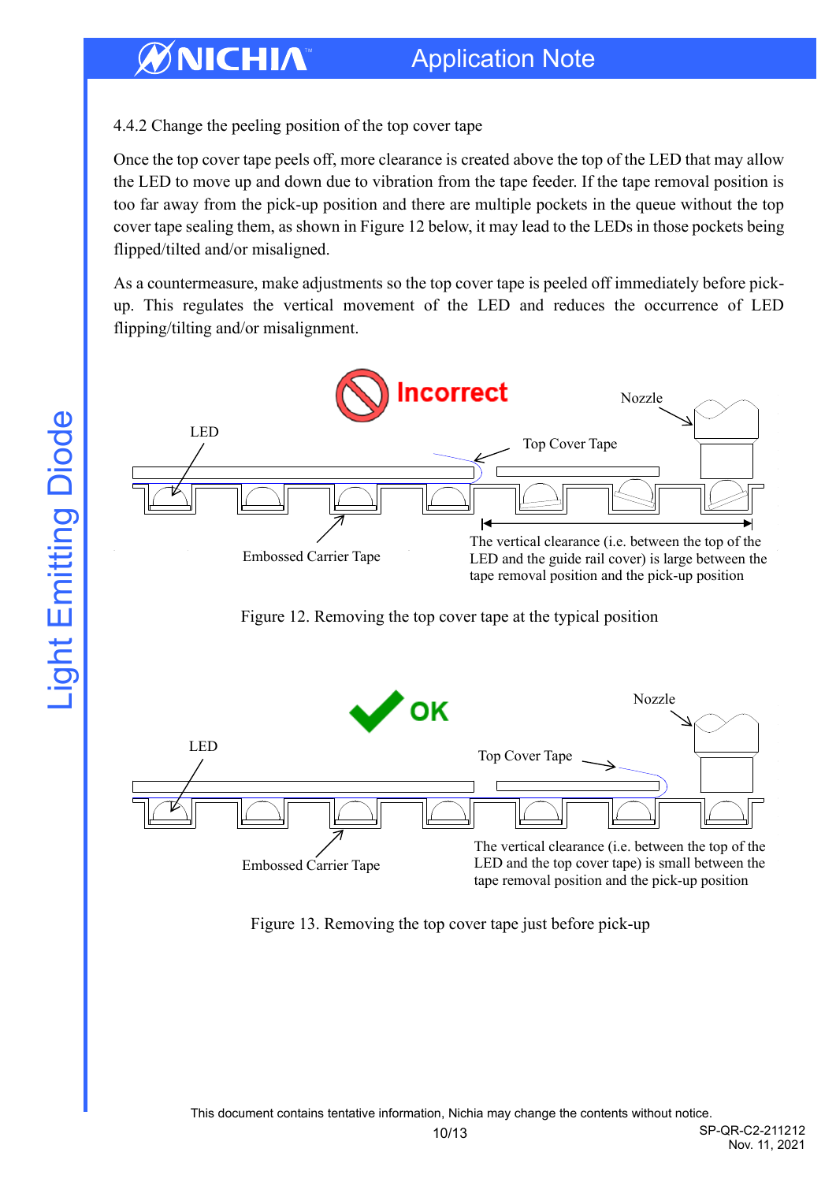#### 4.4.2 Change the peeling position of the top cover tape

Once the top cover tape peels off, more clearance is created above the top of the LED that may allow the LED to move up and down due to vibration from the tape feeder. If the tape removal position is too far away from the pick-up position and there are multiple pockets in the queue without the top cover tape sealing them, as shown in Figure 12 below, it may lead to the LEDs in those pockets being flipped/tilted and/or misaligned.

As a countermeasure, make adjustments so the top cover tape is peeled off immediately before pick-up. This regulates the vertical movement of the LED and reduces the occurrence of LED flipping/tilting and/or misalignment.

Incorrect

LED

Nozzle

Top Cover Tape

Embossed Carrier Tape

The vertical clearance (i.e. between the top of the LED and the guide rail cover) is large between the tape removal position and the pick-up position

Figure 12. Removing the top cover tape at the typical position

OK

LED

Nozzle

Top Cover Tape

Embossed Carrier Tape

The vertical clearance (i.e. between the top of the LED and the top cover tape) is small between the tape removal position and the pick-up position

Figure 13. Removing the top cover tape just before pick-up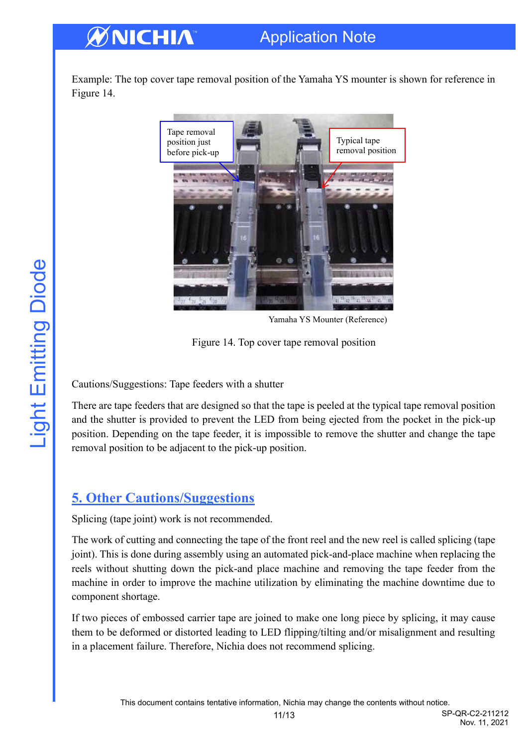Example: The top cover tape removal position of the Yamaha YS mounter is shown for reference in Figure 14.

Tape removal position just before pick-up

Typical tape removal position

Yamaha YS Mounter (Reference)

Figure 14. Top cover tape removal position

Cautions/Suggestions: Tape feeders with a shutter

There are tape feeders that are designed so that the tape is peeled at the typical tape removal position and the shutter is provided to prevent the LED from being ejected from the pocket in the pick-up position. Depending on the tape feeder, it is impossible to remove the shutter and change the tape removal position to be adjacent to the pick-up position.

## 5. Other Cautions/Suggestions

Splicing (tape joint) work is not recommended.

The work of cutting and connecting the tape of the front reel and the new reel is called splicing (tape joint). This is done during assembly using an automated pick-and-place machine when replacing the reels without shutting down the pick-and place machine and removing the tape feeder from the machine in order to improve the machine utilization by eliminating the machine downtime due to component shortage.

If two pieces of embossed carrier tape are joined to make one long piece by splicing, it may cause them to be deformed or distorted leading to LED flipping/tilting and/or misalignment and resulting in a placement failure. Therefore, Nichia does not recommend splicing.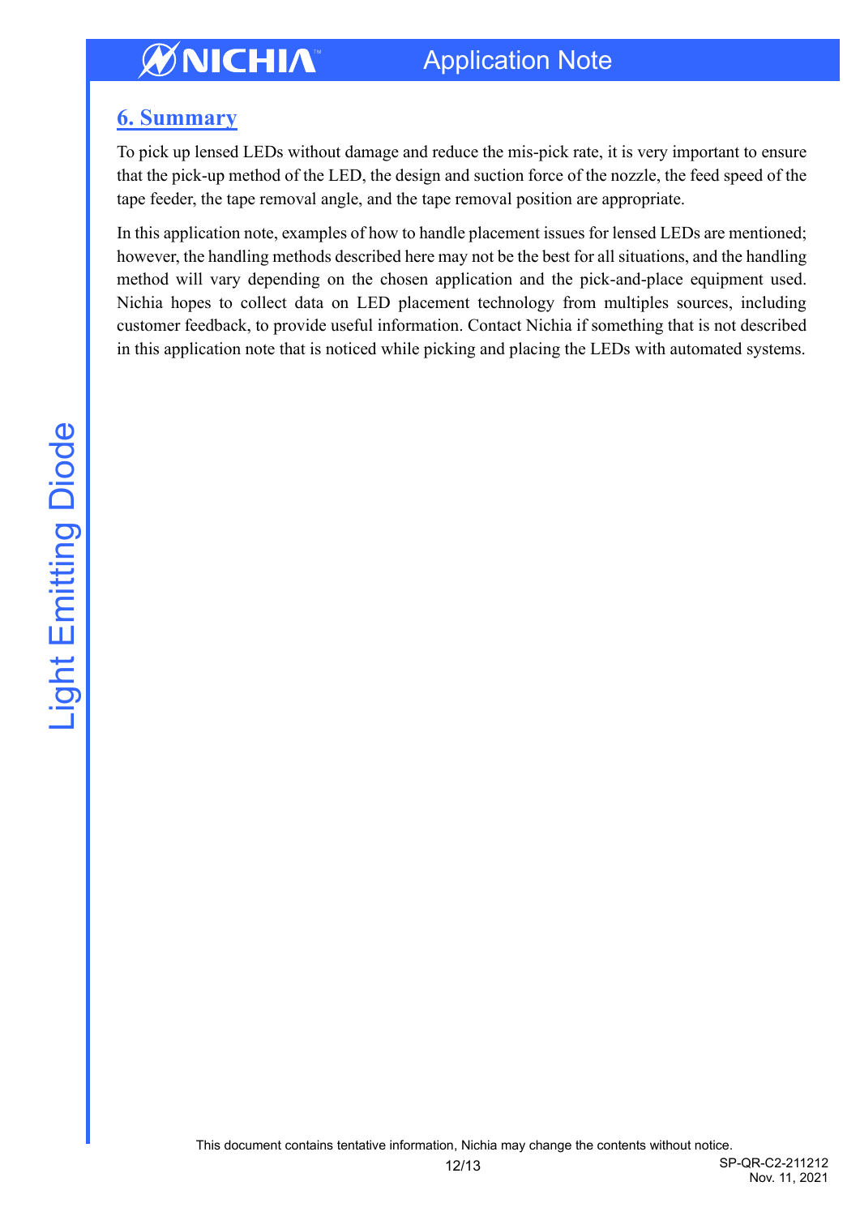## 6. Summary

To pick up lensed LEDs without damage and reduce the mis-pick rate, it is very important to ensure that the pick-up method of the LED, the design and suction force of the nozzle, the feed speed of the tape feeder, the tape removal angle, and the tape removal position are appropriate.

In this application note, examples of how to handle placement issues for lensed LEDs are mentioned; however, the handling methods described here may not be the best for all situations, and the handling method will vary depending on the chosen application and the pick-and-place equipment used. Nichia hopes to collect data on LED placement technology from multiples sources, including customer feedback, to provide useful information. Contact Nichia if something that is not described in this application note that is noticed while picking and placing the LEDs with automated systems.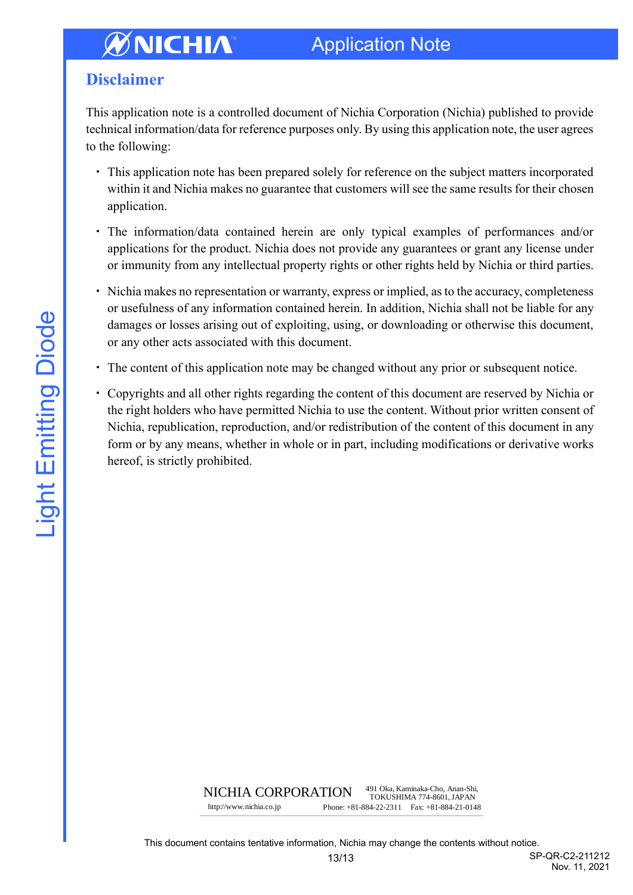## Disclaimer

This application note is a controlled document of Nichia Corporation (Nichia) published to provide technical information/data for reference purposes only. By using this application note, the user agrees to the following:

- This application note has been prepared solely for reference on the subject matters incorporated within it and Nichia makes no guarantee that customers will see the same results for their chosen application.
- The information/data contained herein are only typical examples of performances and/or applications for the product. Nichia does not provide any guarantees or grant any license under or immunity from any intellectual property rights or other rights held by Nichia or third parties.
- Nichia makes no representation or warranty, express or implied, as to the accuracy, completeness or usefulness of any information contained herein. In addition, Nichia shall not be liable for any damages or losses arising out of exploiting, using, or downloading or otherwise this document, or any other acts associated with this document.
- The content of this application note may be changed without any prior or subsequent notice.
- Copyrights and all other rights regarding the content of this document are reserved by Nichia or the right holders who have permitted Nichia to use the content. Without prior written consent of Nichia, republication, reproduction, and/or redistribution of the content of this document in any form or by any means, whether in whole or in part, including modifications or derivative works hereof, is strictly prohibited.

NICHIA CORPORATION
491 Oka, Kaminaka-Cho, Anan-Shi, TOKUSHIMA 774-8601, JAPAN
http://www.nichia.co.jp
Phone: +81-884-22-2311 Fax: +81-884-21-0148